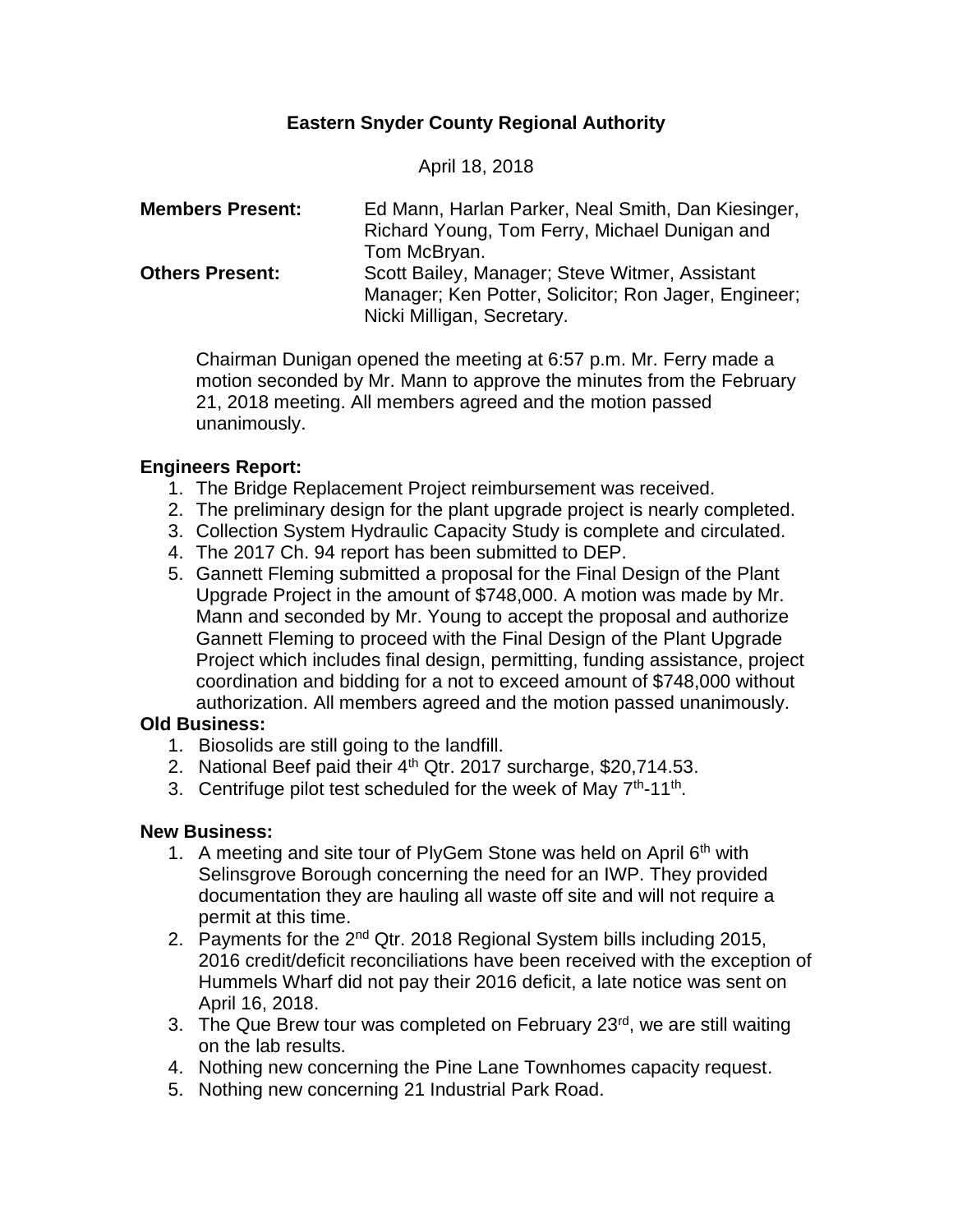# Eastern Snyder County Regional Authority

April 18, 2018

**Members Present:** Ed Mann, Harlan Parker, Neal Smith, Dan Kiesinger, Richard Young, Tom Ferry, Michael Dunigan and Tom McBryan.

**Others Present:** Scott Bailey, Manager; Steve Witmer, Assistant Manager; Ken Potter, Solicitor; Ron Jager, Engineer; Nicki Milligan, Secretary.

Chairman Dunigan opened the meeting at 6:57 p.m. Mr. Ferry made a motion seconded by Mr. Mann to approve the minutes from the February 21, 2018 meeting. All members agreed and the motion passed unanimously.

**Engineers Report:**

1. The Bridge Replacement Project reimbursement was received.
2. The preliminary design for the plant upgrade project is nearly completed.
3. Collection System Hydraulic Capacity Study is complete and circulated.
4. The 2017 Ch. 94 report has been submitted to DEP.
5. Gannett Fleming submitted a proposal for the Final Design of the Plant Upgrade Project in the amount of $748,000. A motion was made by Mr. Mann and seconded by Mr. Young to accept the proposal and authorize Gannett Fleming to proceed with the Final Design of the Plant Upgrade Project which includes final design, permitting, funding assistance, project coordination and bidding for a not to exceed amount of $748,000 without authorization. All members agreed and the motion passed unanimously.

**Old Business:**

1. Biosolids are still going to the landfill.
2. National Beef paid their 4th Qtr. 2017 surcharge, $20,714.53.
3. Centrifuge pilot test scheduled for the week of May 7th-11th.

**New Business:**

1. A meeting and site tour of PlyGem Stone was held on April 6th with Selinsgrove Borough concerning the need for an IWP. They provided documentation they are hauling all waste off site and will not require a permit at this time.
2. Payments for the 2nd Qtr. 2018 Regional System bills including 2015, 2016 credit/deficit reconciliations have been received with the exception of Hummels Wharf did not pay their 2016 deficit, a late notice was sent on April 16, 2018.
3. The Que Brew tour was completed on February 23rd, we are still waiting on the lab results.
4. Nothing new concerning the Pine Lane Townhomes capacity request.
5. Nothing new concerning 21 Industrial Park Road.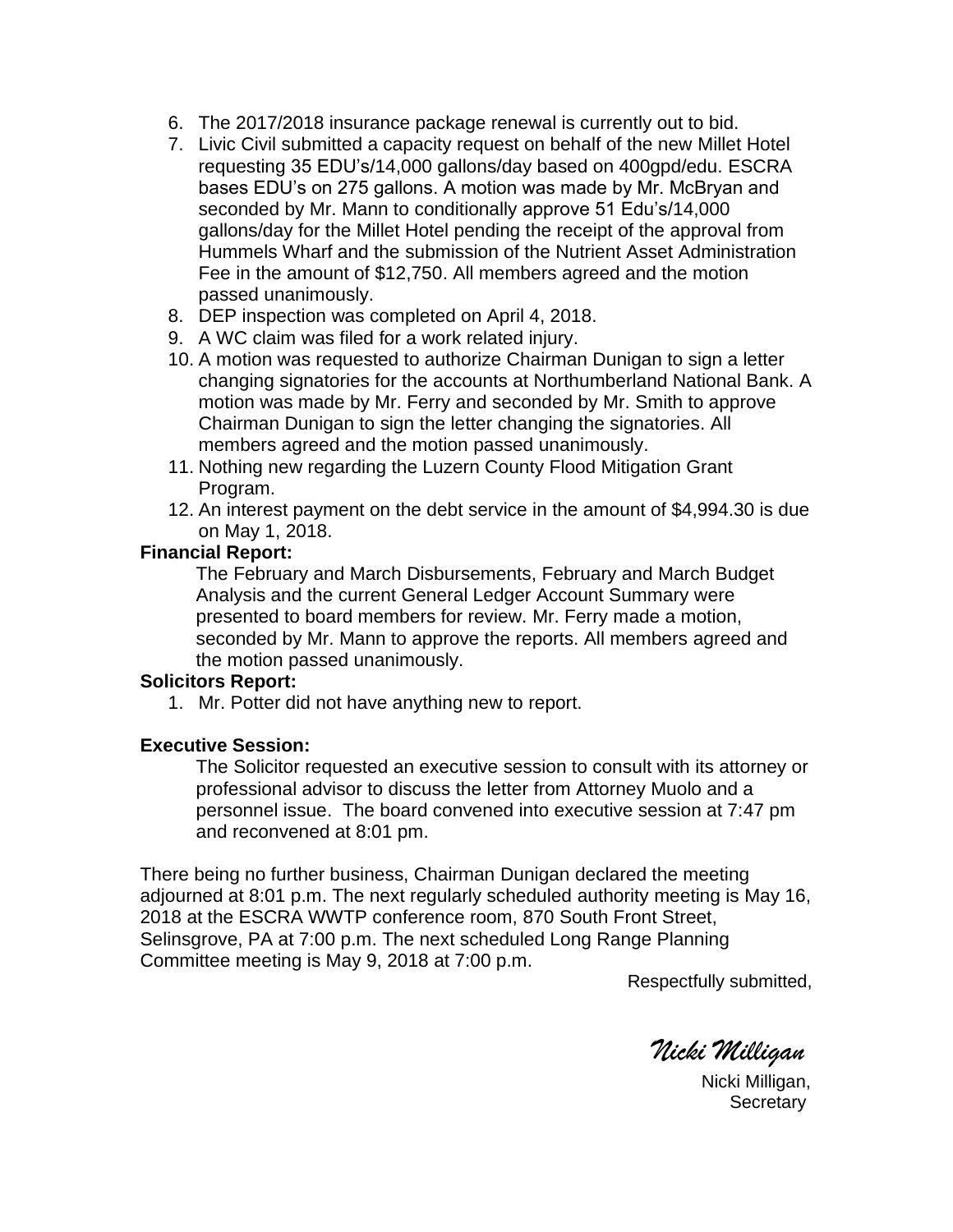6. The 2017/2018 insurance package renewal is currently out to bid.
7. Livic Civil submitted a capacity request on behalf of the new Millet Hotel requesting 35 EDU's/14,000 gallons/day based on 400gpd/edu. ESCRA bases EDU's on 275 gallons. A motion was made by Mr. McBryan and seconded by Mr. Mann to conditionally approve 51 Edu's/14,000 gallons/day for the Millet Hotel pending the receipt of the approval from Hummels Wharf and the submission of the Nutrient Asset Administration Fee in the amount of $12,750. All members agreed and the motion passed unanimously.
8. DEP inspection was completed on April 4, 2018.
9. A WC claim was filed for a work related injury.
10. A motion was requested to authorize Chairman Dunigan to sign a letter changing signatories for the accounts at Northumberland National Bank. A motion was made by Mr. Ferry and seconded by Mr. Smith to approve Chairman Dunigan to sign the letter changing the signatories. All members agreed and the motion passed unanimously.
11. Nothing new regarding the Luzern County Flood Mitigation Grant Program.
12. An interest payment on the debt service in the amount of $4,994.30 is due on May 1, 2018.

**Financial Report:**

The February and March Disbursements, February and March Budget Analysis and the current General Ledger Account Summary were presented to board members for review. Mr. Ferry made a motion, seconded by Mr. Mann to approve the reports. All members agreed and the motion passed unanimously.

**Solicitors Report:**

1. Mr. Potter did not have anything new to report.

**Executive Session:**

The Solicitor requested an executive session to consult with its attorney or professional advisor to discuss the letter from Attorney Muolo and a personnel issue. The board convened into executive session at 7:47 pm and reconvened at 8:01 pm.

There being no further business, Chairman Dunigan declared the meeting adjourned at 8:01 p.m. The next regularly scheduled authority meeting is May 16, 2018 at the ESCRA WWTP conference room, 870 South Front Street, Selinsgrove, PA at 7:00 p.m. The next scheduled Long Range Planning Committee meeting is May 9, 2018 at 7:00 p.m.

Respectfully submitted,

*Nicki Milligan*

Nicki Milligan,
Secretary